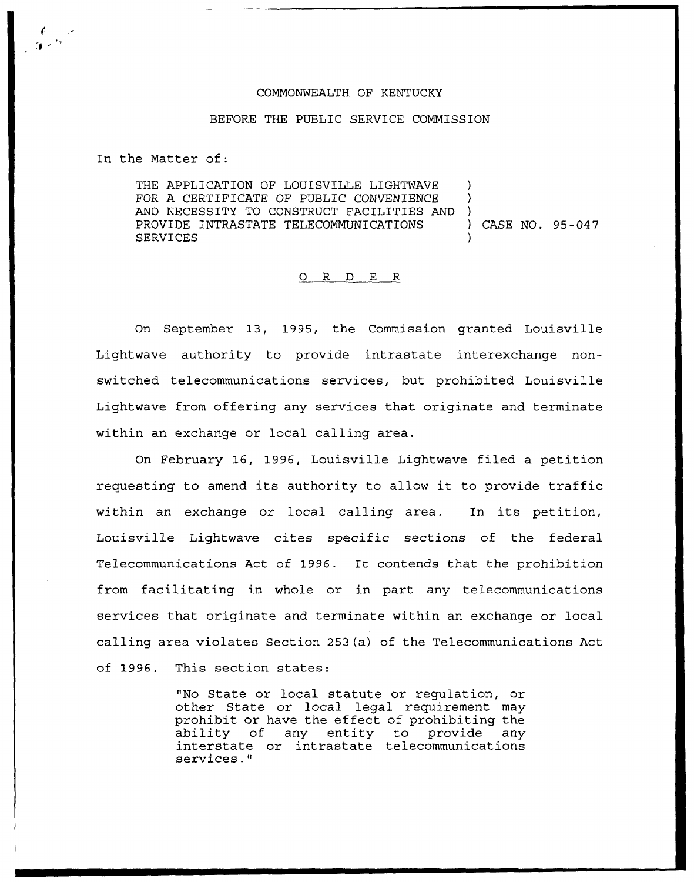COMMONWEALTH OF KENTUCKY

BEFORE THE PUBLIC SERVICE COMMISSION

In the Matter of:

THE APPLICATION OF LOUISVILLE LIGHTWAVE FOR A CERTIFICATE OF PUBLIC CONVENIENCE AND NECESSITY TO CONSTRUCT FACILITIES AND PROVIDE INTRASTATE TELECOMMUNICATIONS SERVICES ) CASE NO. 95-047

O R D E R

On September 13, 1995, the Commission granted Louisville Lightwave authority to provide intrastate interexchange non-switched telecommunications services, but prohibited Louisville Lightwave from offering any services that originate and terminate within an exchange or local calling area.

On February 16, 1996, Louisville Lightwave filed a petition requesting to amend its authority to allow it to provide traffic within an exchange or local calling area. In its petition, Louisville Lightwave cites specific sections of the federal Telecommunications Act of 1996. It contends that the prohibition from facilitating in whole or in part any telecommunications services that originate and terminate within an exchange or local calling area violates Section 253(a) of the Telecommunications Act of 1996. This section states:

> "No State or local statute or regulation, or other State or local legal requirement may prohibit or have the effect of prohibiting the ability of any entity to provide any interstate or intrastate telecommunications services."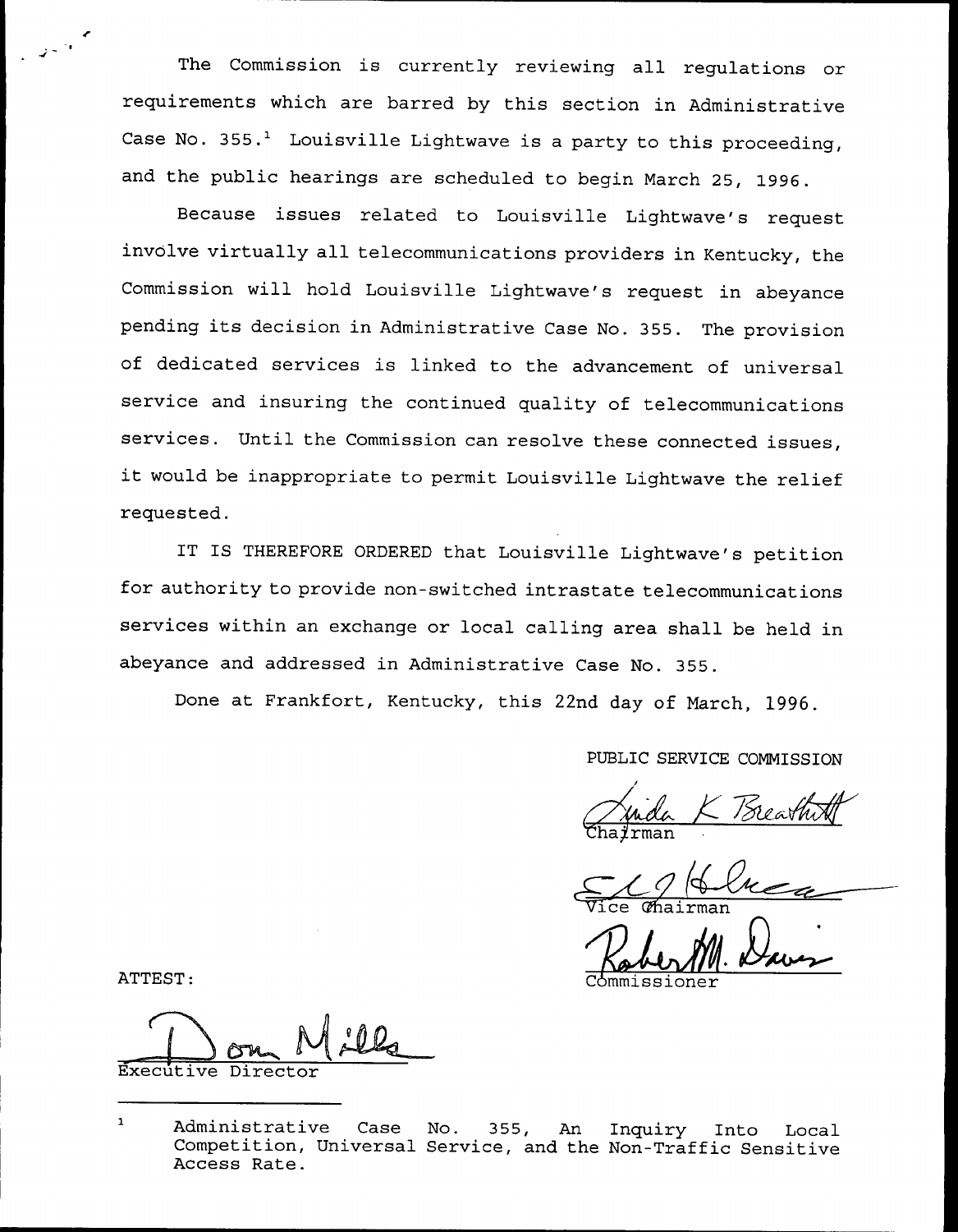The Commission is currently reviewing all regulations or requirements which are barred by this section in Administrative Case No. 355.[1] Louisville Lightwave is a party to this proceeding, and the public hearings are scheduled to begin March 25, 1996.

Because issues related to Louisville Lightwave's request involve virtually all telecommunications providers in Kentucky, the Commission will hold Louisville Lightwave's request in abeyance pending its decision in Administrative Case No. 355. The provision of dedicated services is linked to the advancement of universal service and insuring the continued quality of telecommunications services. Until the Commission can resolve these connected issues, it would be inappropriate to permit Louisville Lightwave the relief requested.

IT IS THEREFORE ORDERED that Louisville Lightwave's petition for authority to provide non-switched intrastate telecommunications services within an exchange or local calling area shall be held in abeyance and addressed in Administrative Case No. 355.

Done at Frankfort, Kentucky, this 22nd day of March, 1996.

PUBLIC SERVICE COMMISSION

Chairman

Vice Chairman

Commissioner

ATTEST:

Executive Director

---

[1] Administrative Case No. 355, An Inquiry Into Local Competition, Universal Service, and the Non-Traffic Sensitive Access Rate.